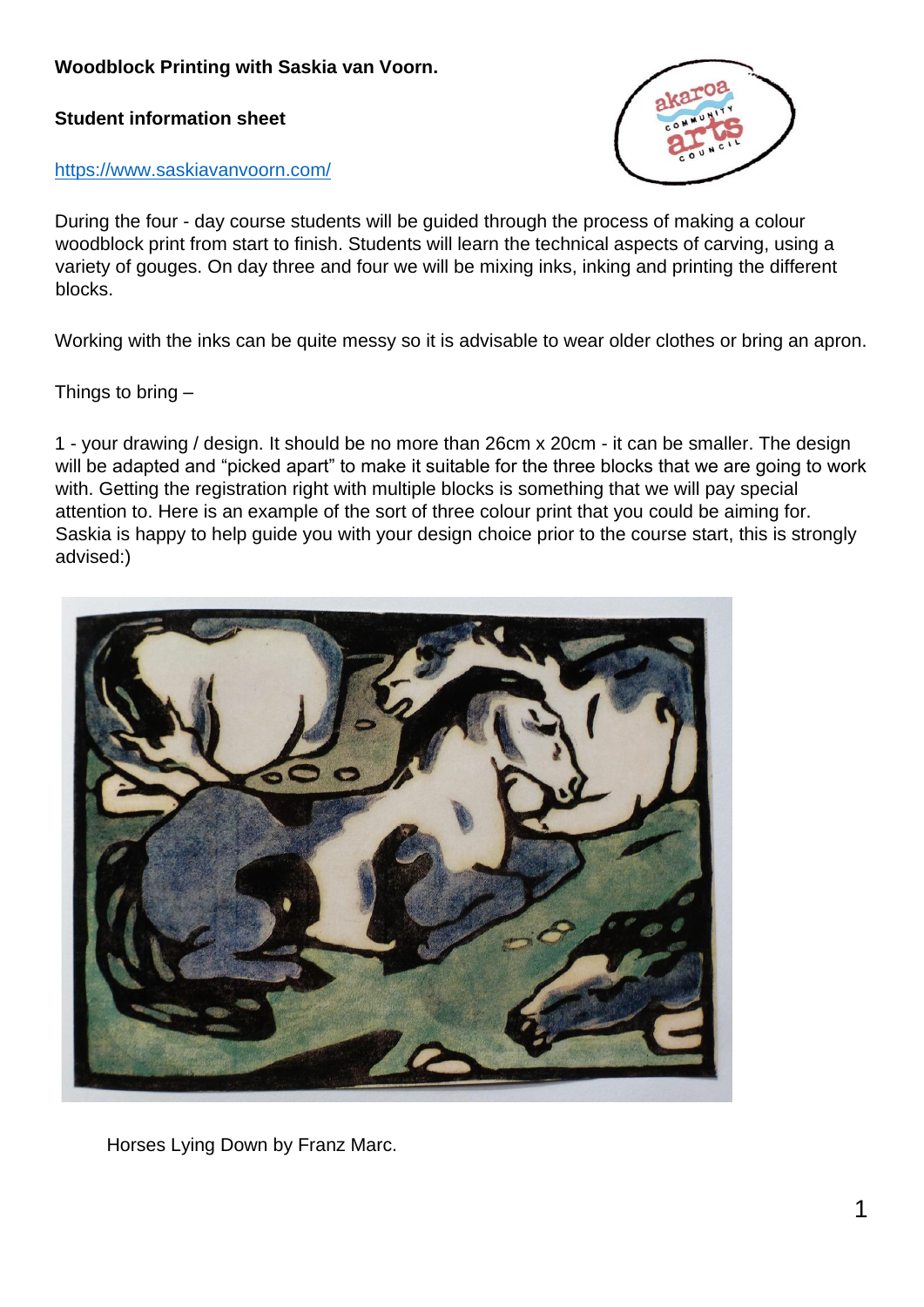**Woodblock Printing with Saskia van Voorn.**

**Student information sheet**

https://www.saskiavanvoorn.com/

During the four - day course students will be guided through the process of making a colour woodblock print from start to finish. Students will learn the technical aspects of carving, using a variety of gouges. On day three and four we will be mixing inks, inking and printing the different blocks.

Working with the inks can be quite messy so it is advisable to wear older clothes or bring an apron.

Things to bring –

1 - your drawing / design. It should be no more than 26cm x 20cm - it can be smaller. The design will be adapted and "picked apart" to make it suitable for the three blocks that we are going to work with. Getting the registration right with multiple blocks is something that we will pay special attention to. Here is an example of the sort of three colour print that you could be aiming for. Saskia is happy to help guide you with your design choice prior to the course start, this is strongly advised:)

Horses Lying Down by Franz Marc.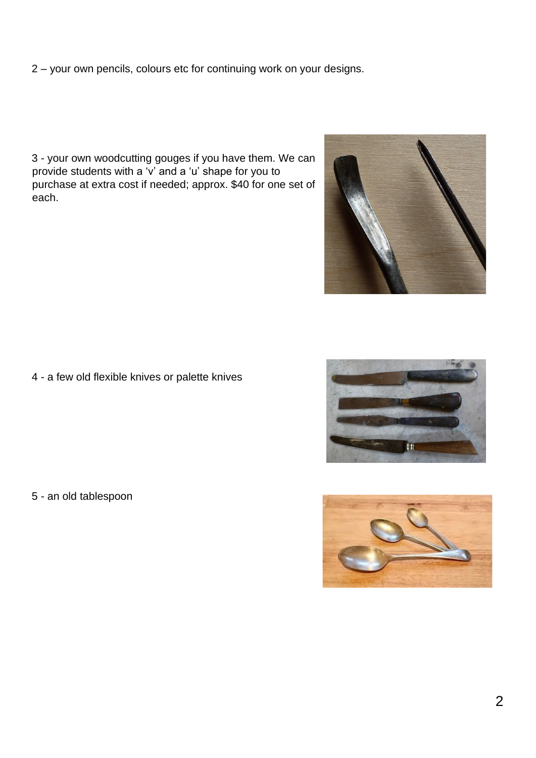2 – your own pencils, colours etc for continuing work on your designs.

3 - your own woodcutting gouges if you have them. We can provide students with a ‘v’ and a ‘u’ shape for you to purchase at extra cost if needed; approx. $40 for one set of each.

4 - a few old flexible knives or palette knives

5 - an old tablespoon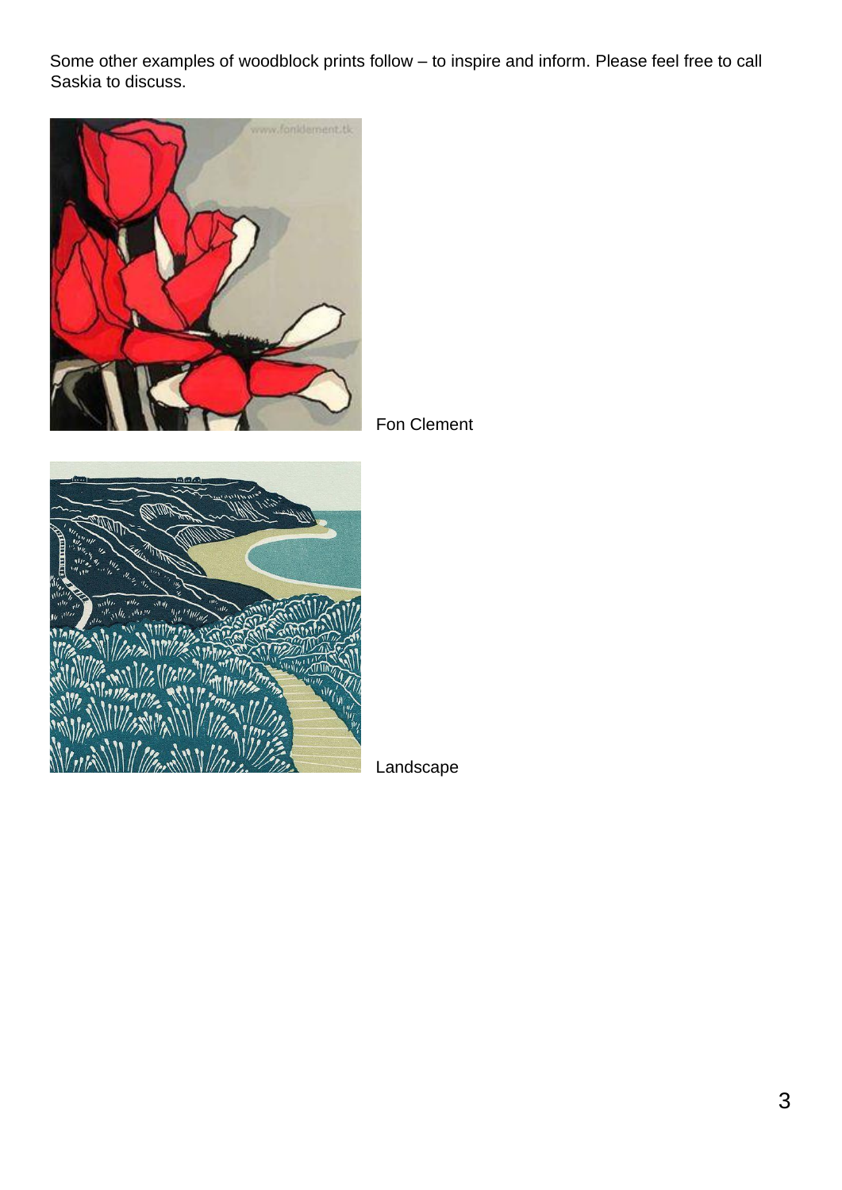Some other examples of woodblock prints follow – to inspire and inform. Please feel free to call Saskia to discuss.

Fon Clement

Landscape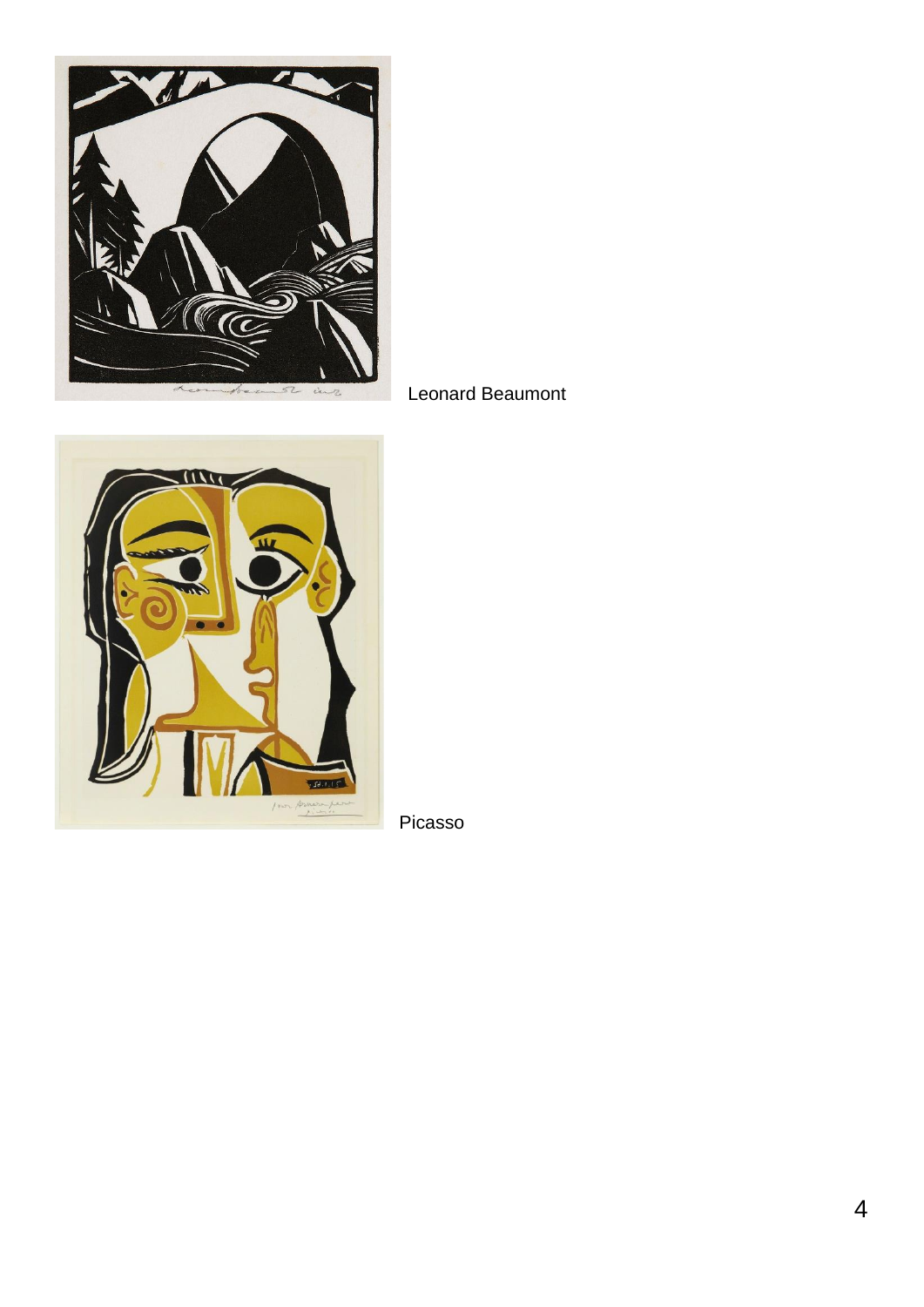Leonard Beaumont

Picasso